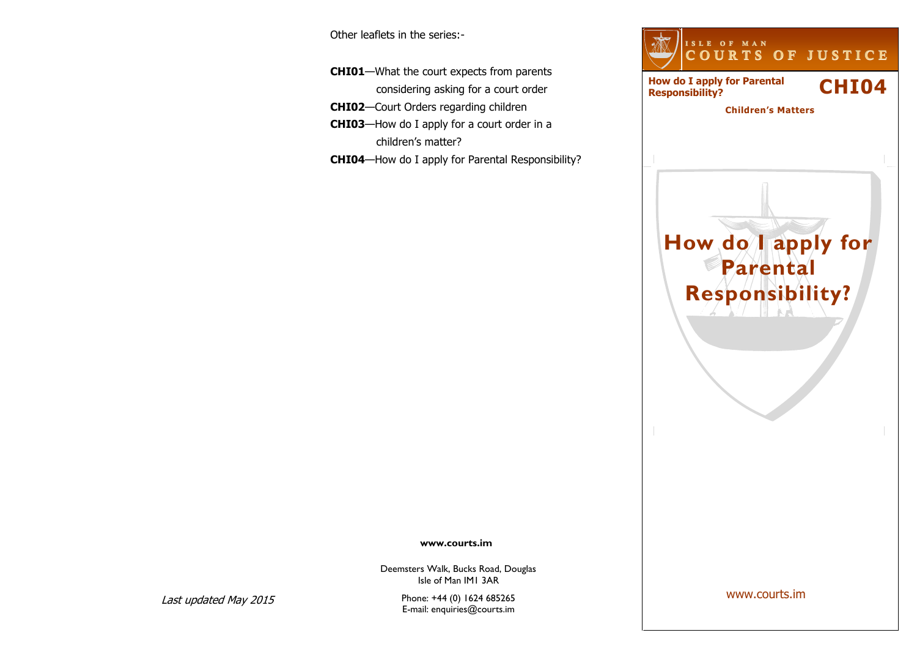Other leaflets in the series:-

**CHI01**—What the court expects from parents considering asking for a court order

**CHI02**—Court Orders regarding children

**CHI03**—How do I apply for a court order in a children's matter?

**CHI04**—How do I apply for Parental Responsibility?

**www.courts.im**

Deemsters Walk, Bucks Road, Douglas
Isle of Man IM1 3AR

Phone: +44 (0) 1624 685265
E-mail: enquiries@courts.im

*Last updated May 2015*

ISLE OF MAN
COURTS OF JUSTICE

**How do I apply for Parental Responsibility?** **CHI04**

**Children's Matters**

# How do I apply for Parental Responsibility?

www.courts.im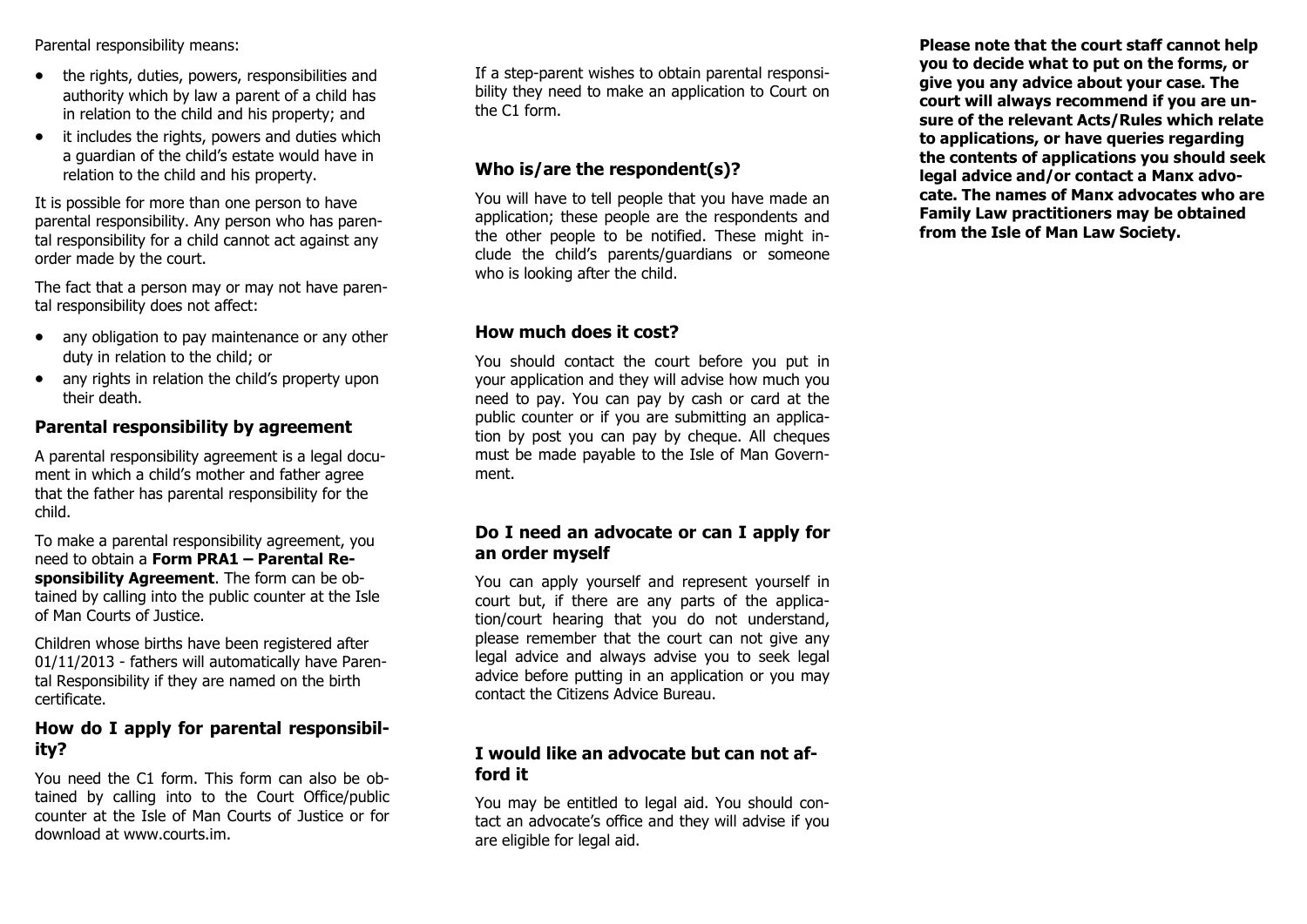Parental responsibility means:

- the rights, duties, powers, responsibilities and authority which by law a parent of a child has in relation to the child and his property; and
- it includes the rights, powers and duties which a guardian of the child's estate would have in relation to the child and his property.

It is possible for more than one person to have parental responsibility. Any person who has parental responsibility for a child cannot act against any order made by the court.

The fact that a person may or may not have parental responsibility does not affect:

- any obligation to pay maintenance or any other duty in relation to the child; or
- any rights in relation the child's property upon their death.

## Parental responsibility by agreement

A parental responsibility agreement is a legal document in which a child's mother and father agree that the father has parental responsibility for the child.

To make a parental responsibility agreement, you need to obtain a **Form PRA1 – Parental Responsibility Agreement**. The form can be obtained by calling into the public counter at the Isle of Man Courts of Justice.

Children whose births have been registered after 01/11/2013 - fathers will automatically have Parental Responsibility if they are named on the birth certificate.

## How do I apply for parental responsibility?

You need the C1 form. This form can also be obtained by calling into to the Court Office/public counter at the Isle of Man Courts of Justice or for download at www.courts.im.

If a step-parent wishes to obtain parental responsibility they need to make an application to Court on the C1 form.

## Who is/are the respondent(s)?

You will have to tell people that you have made an application; these people are the respondents and the other people to be notified. These might include the child's parents/guardians or someone who is looking after the child.

## How much does it cost?

You should contact the court before you put in your application and they will advise how much you need to pay. You can pay by cash or card at the public counter or if you are submitting an application by post you can pay by cheque. All cheques must be made payable to the Isle of Man Government.

## Do I need an advocate or can I apply for an order myself

You can apply yourself and represent yourself in court but, if there are any parts of the application/court hearing that you do not understand, please remember that the court can not give any legal advice and always advise you to seek legal advice before putting in an application or you may contact the Citizens Advice Bureau.

## I would like an advocate but can not afford it

You may be entitled to legal aid. You should contact an advocate's office and they will advise if you are eligible for legal aid.

**Please note that the court staff cannot help you to decide what to put on the forms, or give you any advice about your case. The court will always recommend if you are unsure of the relevant Acts/Rules which relate to applications, or have queries regarding the contents of applications you should seek legal advice and/or contact a Manx advocate. The names of Manx advocates who are Family Law practitioners may be obtained from the Isle of Man Law Society.**